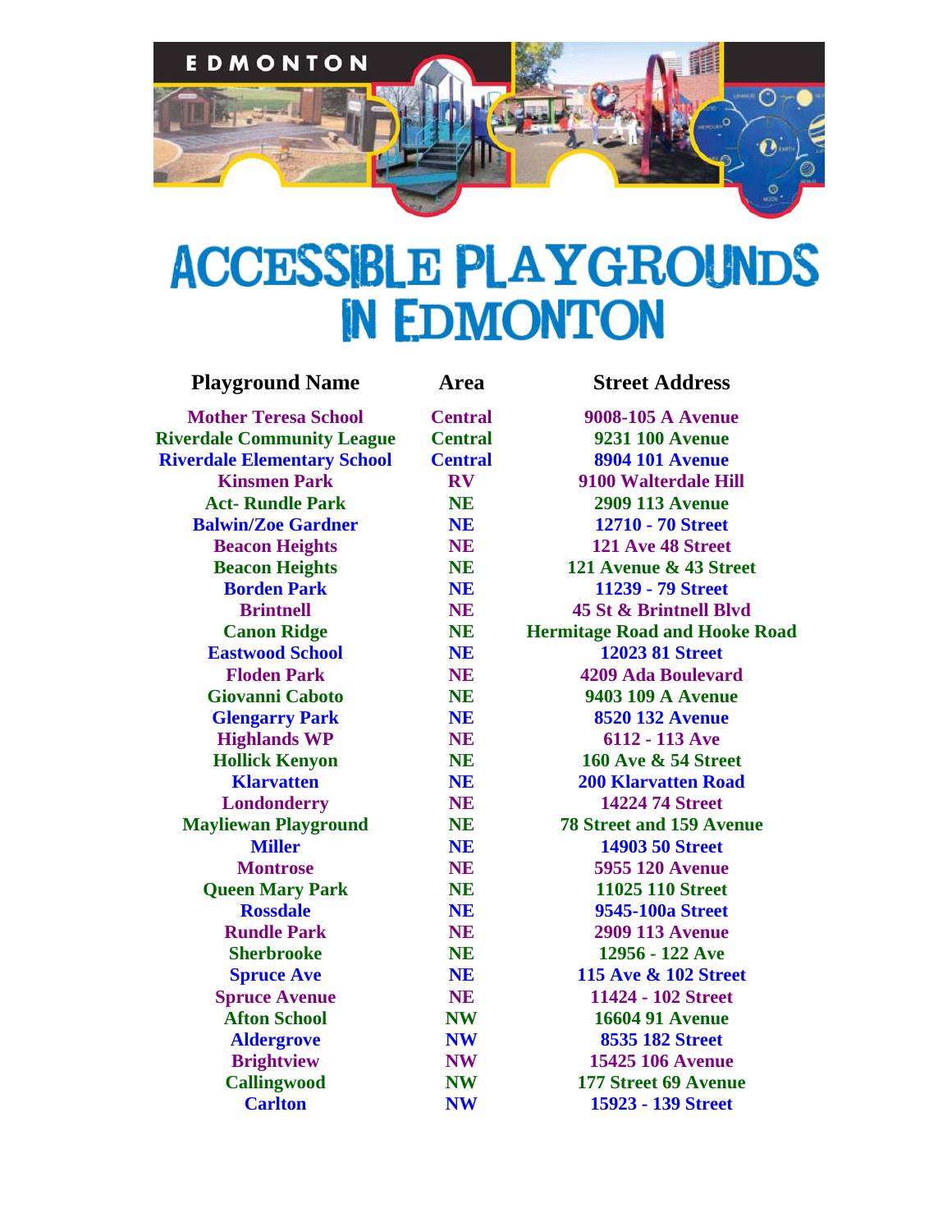# ACCESSIBLE PLAYGROUNDS IN EDMONTON

| Playground Name | Area | Street Address |
|---|---|---|
| Mother Teresa School | Central | 9008-105 A Avenue |
| Riverdale Community League | Central | 9231 100 Avenue |
| Riverdale Elementary School | Central | 8904 101 Avenue |
| Kinsmen Park | RV | 9100 Walterdale Hill |
| Act- Rundle Park | NE | 2909 113 Avenue |
| Balwin/Zoe Gardner | NE | 12710 - 70 Street |
| Beacon Heights | NE | 121 Ave 48 Street |
| Beacon Heights | NE | 121 Avenue & 43 Street |
| Borden Park | NE | 11239 - 79 Street |
| Brintnell | NE | 45 St & Brintnell Blvd |
| Canon Ridge | NE | Hermitage Road and Hooke Road |
| Eastwood School | NE | 12023 81 Street |
| Floden Park | NE | 4209 Ada Boulevard |
| Giovanni Caboto | NE | 9403 109 A Avenue |
| Glengarry Park | NE | 8520 132 Avenue |
| Highlands WP | NE | 6112 - 113 Ave |
| Hollick Kenyon | NE | 160 Ave & 54 Street |
| Klarvatten | NE | 200 Klarvatten Road |
| Londonderry | NE | 14224 74 Street |
| Mayliewan Playground | NE | 78 Street and 159 Avenue |
| Miller | NE | 14903 50 Street |
| Montrose | NE | 5955 120 Avenue |
| Queen Mary Park | NE | 11025 110 Street |
| Rossdale | NE | 9545-100a Street |
| Rundle Park | NE | 2909 113 Avenue |
| Sherbrooke | NE | 12956 - 122 Ave |
| Spruce Ave | NE | 115 Ave & 102 Street |
| Spruce Avenue | NE | 11424 - 102 Street |
| Afton School | NW | 16604 91 Avenue |
| Aldergrove | NW | 8535 182 Street |
| Brightview | NW | 15425 106 Avenue |
| Callingwood | NW | 177 Street 69 Avenue |
| Carlton | NW | 15923 - 139 Street |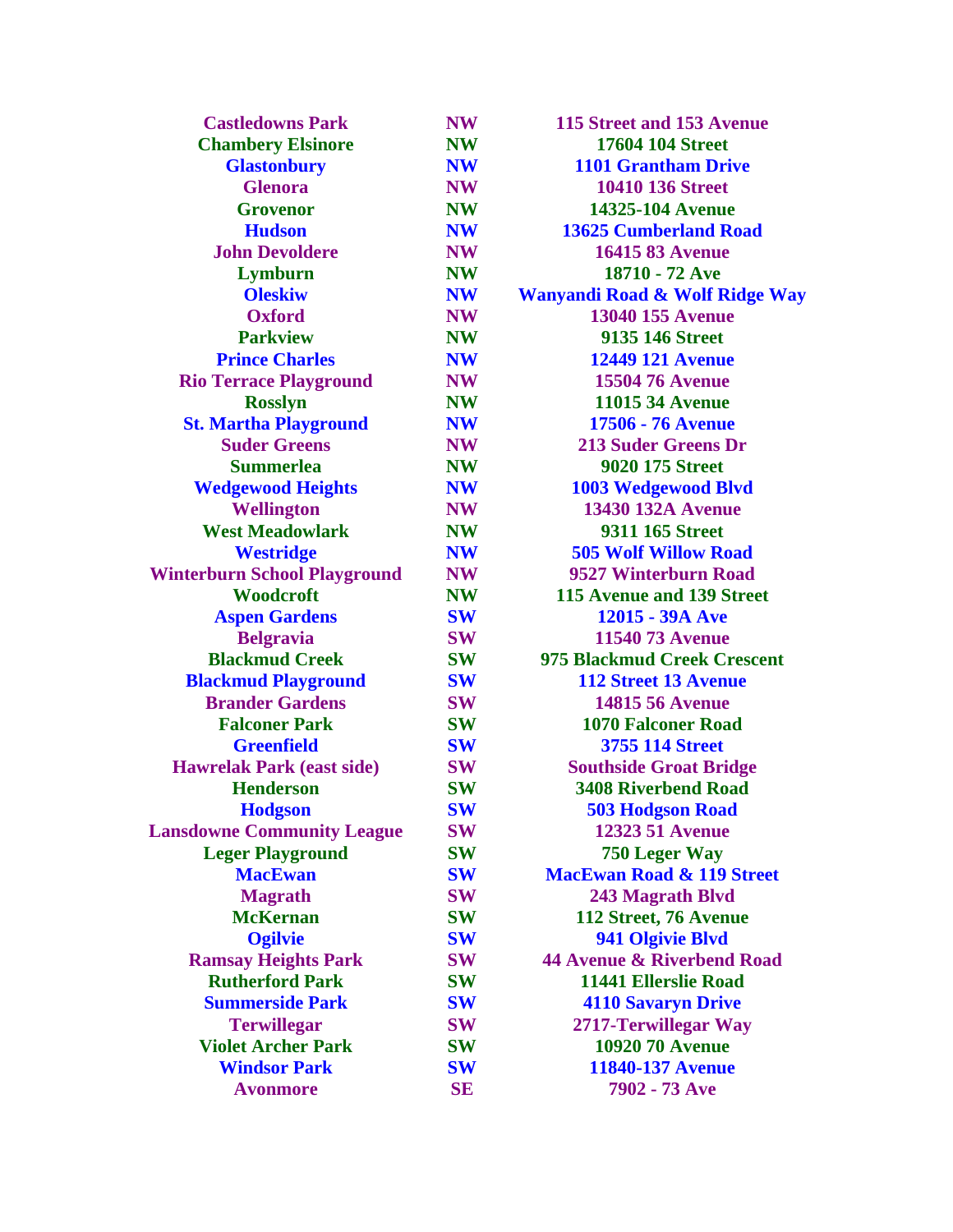| | | |
|---|---|---|
| **Castledowns Park** | **NW** | **115 Street and 153 Avenue** |
| **Chambery Elsinore** | **NW** | **17604 104 Street** |
| **Glastonbury** | **NW** | **1101 Grantham Drive** |
| **Glenora** | **NW** | **10410 136 Street** |
| **Grovenor** | **NW** | **14325-104 Avenue** |
| **Hudson** | **NW** | **13625 Cumberland Road** |
| **John Devoldere** | **NW** | **16415 83 Avenue** |
| **Lymburn** | **NW** | **18710 - 72 Ave** |
| **Oleskiw** | **NW** | **Wanyandi Road & Wolf Ridge Way** |
| **Oxford** | **NW** | **13040 155 Avenue** |
| **Parkview** | **NW** | **9135 146 Street** |
| **Prince Charles** | **NW** | **12449 121 Avenue** |
| **Rio Terrace Playground** | **NW** | **15504 76 Avenue** |
| **Rosslyn** | **NW** | **11015 34 Avenue** |
| **St. Martha Playground** | **NW** | **17506 - 76 Avenue** |
| **Suder Greens** | **NW** | **213 Suder Greens Dr** |
| **Summerlea** | **NW** | **9020 175 Street** |
| **Wedgewood Heights** | **NW** | **1003 Wedgewood Blvd** |
| **Wellington** | **NW** | **13430 132A Avenue** |
| **West Meadowlark** | **NW** | **9311 165 Street** |
| **Westridge** | **NW** | **505 Wolf Willow Road** |
| **Winterburn School Playground** | **NW** | **9527 Winterburn Road** |
| **Woodcroft** | **NW** | **115 Avenue and 139 Street** |
| **Aspen Gardens** | **SW** | **12015 - 39A Ave** |
| **Belgravia** | **SW** | **11540 73 Avenue** |
| **Blackmud Creek** | **SW** | **975 Blackmud Creek Crescent** |
| **Blackmud Playground** | **SW** | **112 Street 13 Avenue** |
| **Brander Gardens** | **SW** | **14815 56 Avenue** |
| **Falconer Park** | **SW** | **1070 Falconer Road** |
| **Greenfield** | **SW** | **3755 114 Street** |
| **Hawrelak Park (east side)** | **SW** | **Southside Groat Bridge** |
| **Henderson** | **SW** | **3408 Riverbend Road** |
| **Hodgson** | **SW** | **503 Hodgson Road** |
| **Lansdowne Community League** | **SW** | **12323 51 Avenue** |
| **Leger Playground** | **SW** | **750 Leger Way** |
| **MacEwan** | **SW** | **MacEwan Road & 119 Street** |
| **Magrath** | **SW** | **243 Magrath Blvd** |
| **McKernan** | **SW** | **112 Street, 76 Avenue** |
| **Ogilvie** | **SW** | **941 Olgivie Blvd** |
| **Ramsay Heights Park** | **SW** | **44 Avenue & Riverbend Road** |
| **Rutherford Park** | **SW** | **11441 Ellerslie Road** |
| **Summerside Park** | **SW** | **4110 Savaryn Drive** |
| **Terwillegar** | **SW** | **2717-Terwillegar Way** |
| **Violet Archer Park** | **SW** | **10920 70 Avenue** |
| **Windsor Park** | **SW** | **11840-137 Avenue** |
| **Avonmore** | **SE** | **7902 - 73 Ave** |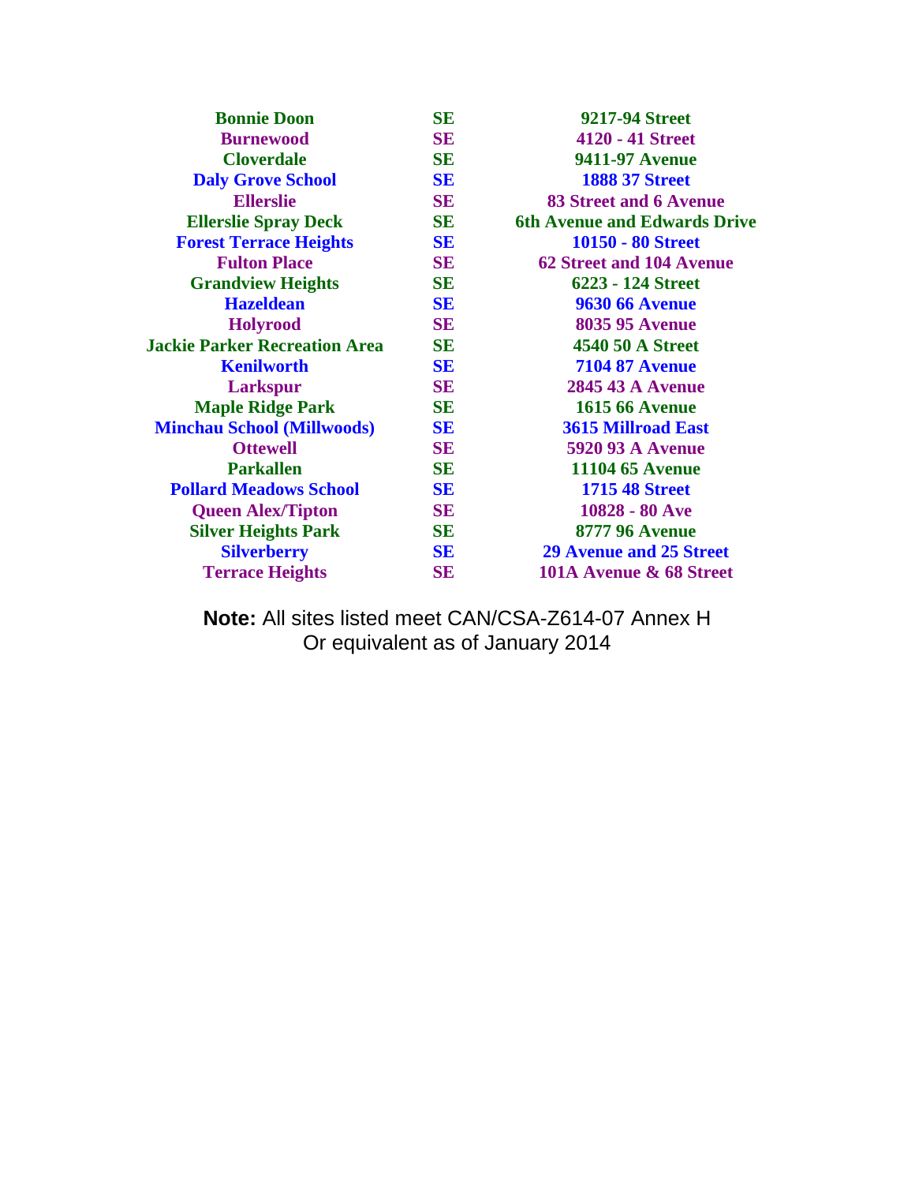| | | |
|---|---|---|
| **Bonnie Doon** | **SE** | **9217-94 Street** |
| **Burnewood** | **SE** | **4120 - 41 Street** |
| **Cloverdale** | **SE** | **9411-97 Avenue** |
| **Daly Grove School** | **SE** | **1888 37 Street** |
| **Ellerslie** | **SE** | **83 Street and 6 Avenue** |
| **Ellerslie Spray Deck** | **SE** | **6th Avenue and Edwards Drive** |
| **Forest Terrace Heights** | **SE** | **10150 - 80 Street** |
| **Fulton Place** | **SE** | **62 Street and 104 Avenue** |
| **Grandview Heights** | **SE** | **6223 - 124 Street** |
| **Hazeldean** | **SE** | **9630 66 Avenue** |
| **Holyrood** | **SE** | **8035 95 Avenue** |
| **Jackie Parker Recreation Area** | **SE** | **4540 50 A Street** |
| **Kenilworth** | **SE** | **7104 87 Avenue** |
| **Larkspur** | **SE** | **2845 43 A Avenue** |
| **Maple Ridge Park** | **SE** | **1615 66 Avenue** |
| **Minchau School (Millwoods)** | **SE** | **3615 Millroad East** |
| **Ottewell** | **SE** | **5920 93 A Avenue** |
| **Parkallen** | **SE** | **11104 65 Avenue** |
| **Pollard Meadows School** | **SE** | **1715 48 Street** |
| **Queen Alex/Tipton** | **SE** | **10828 - 80 Ave** |
| **Silver Heights Park** | **SE** | **8777 96 Avenue** |
| **Silverberry** | **SE** | **29 Avenue and 25 Street** |
| **Terrace Heights** | **SE** | **101A Avenue & 68 Street** |

**Note:** All sites listed meet CAN/CSA-Z614-07 Annex H
Or equivalent as of January 2014